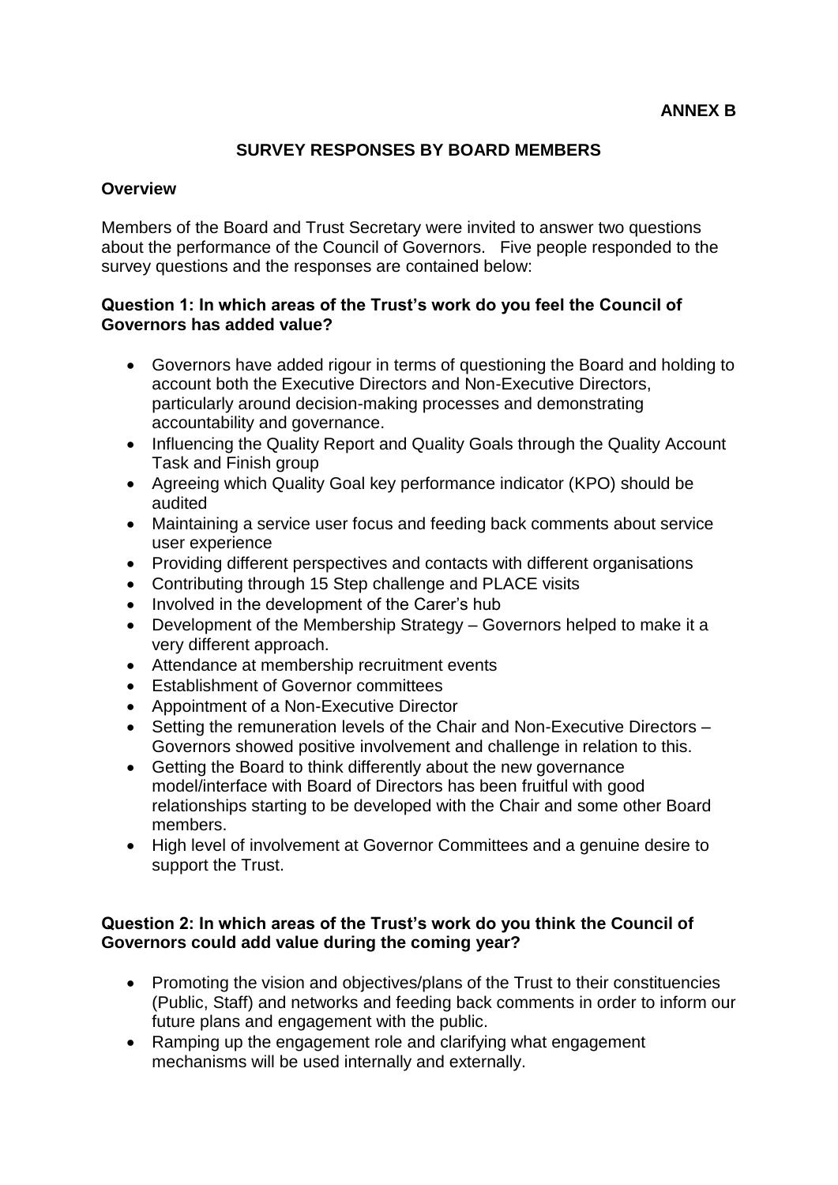**ANNEX B**

## SURVEY RESPONSES BY BOARD MEMBERS

### Overview

Members of the Board and Trust Secretary were invited to answer two questions about the performance of the Council of Governors. Five people responded to the survey questions and the responses are contained below:

### Question 1: In which areas of the Trust's work do you feel the Council of Governors has added value?

- Governors have added rigour in terms of questioning the Board and holding to account both the Executive Directors and Non-Executive Directors, particularly around decision-making processes and demonstrating accountability and governance.
- Influencing the Quality Report and Quality Goals through the Quality Account Task and Finish group
- Agreeing which Quality Goal key performance indicator (KPO) should be audited
- Maintaining a service user focus and feeding back comments about service user experience
- Providing different perspectives and contacts with different organisations
- Contributing through 15 Step challenge and PLACE visits
- Involved in the development of the Carer's hub
- Development of the Membership Strategy – Governors helped to make it a very different approach.
- Attendance at membership recruitment events
- Establishment of Governor committees
- Appointment of a Non-Executive Director
- Setting the remuneration levels of the Chair and Non-Executive Directors – Governors showed positive involvement and challenge in relation to this.
- Getting the Board to think differently about the new governance model/interface with Board of Directors has been fruitful with good relationships starting to be developed with the Chair and some other Board members.
- High level of involvement at Governor Committees and a genuine desire to support the Trust.

### Question 2: In which areas of the Trust's work do you think the Council of Governors could add value during the coming year?

- Promoting the vision and objectives/plans of the Trust to their constituencies (Public, Staff) and networks and feeding back comments in order to inform our future plans and engagement with the public.
- Ramping up the engagement role and clarifying what engagement mechanisms will be used internally and externally.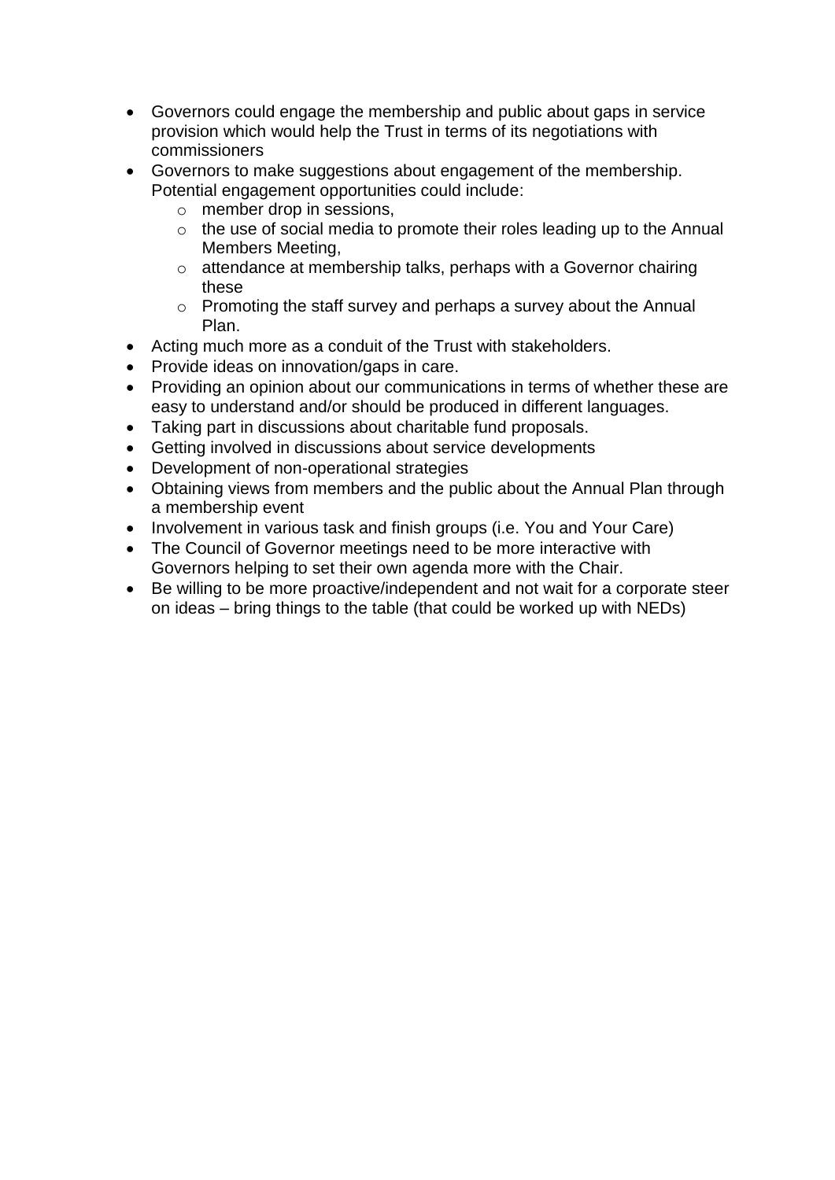- Governors could engage the membership and public about gaps in service provision which would help the Trust in terms of its negotiations with commissioners
- Governors to make suggestions about engagement of the membership. Potential engagement opportunities could include:
  - member drop in sessions,
  - the use of social media to promote their roles leading up to the Annual Members Meeting,
  - attendance at membership talks, perhaps with a Governor chairing these
  - Promoting the staff survey and perhaps a survey about the Annual Plan.
- Acting much more as a conduit of the Trust with stakeholders.
- Provide ideas on innovation/gaps in care.
- Providing an opinion about our communications in terms of whether these are easy to understand and/or should be produced in different languages.
- Taking part in discussions about charitable fund proposals.
- Getting involved in discussions about service developments
- Development of non-operational strategies
- Obtaining views from members and the public about the Annual Plan through a membership event
- Involvement in various task and finish groups (i.e. You and Your Care)
- The Council of Governor meetings need to be more interactive with Governors helping to set their own agenda more with the Chair.
- Be willing to be more proactive/independent and not wait for a corporate steer on ideas – bring things to the table (that could be worked up with NEDs)